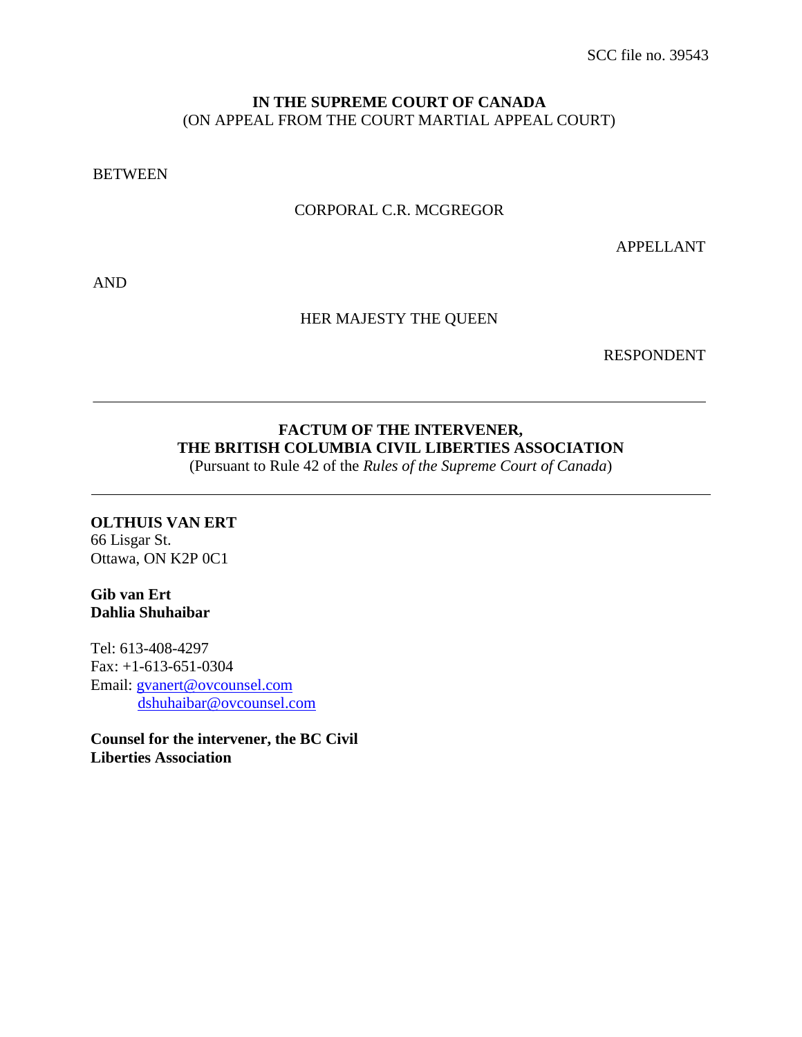SCC file no. 39543

**IN THE SUPREME COURT OF CANADA**
(ON APPEAL FROM THE COURT MARTIAL APPEAL COURT)

BETWEEN

CORPORAL C.R. MCGREGOR

APPELLANT

AND

HER MAJESTY THE QUEEN

RESPONDENT

---

**FACTUM OF THE INTERVENER,**
**THE BRITISH COLUMBIA CIVIL LIBERTIES ASSOCIATION**
(Pursuant to Rule 42 of the *Rules of the Supreme Court of Canada*)

---

**OLTHUIS VAN ERT**
66 Lisgar St.
Ottawa, ON K2P 0C1

**Gib van Ert**
**Dahlia Shuhaibar**

Tel: 613-408-4297
Fax: +1-613-651-0304
Email: gvanert@ovcounsel.com
dshuhaibar@ovcounsel.com

**Counsel for the intervener, the BC Civil Liberties Association**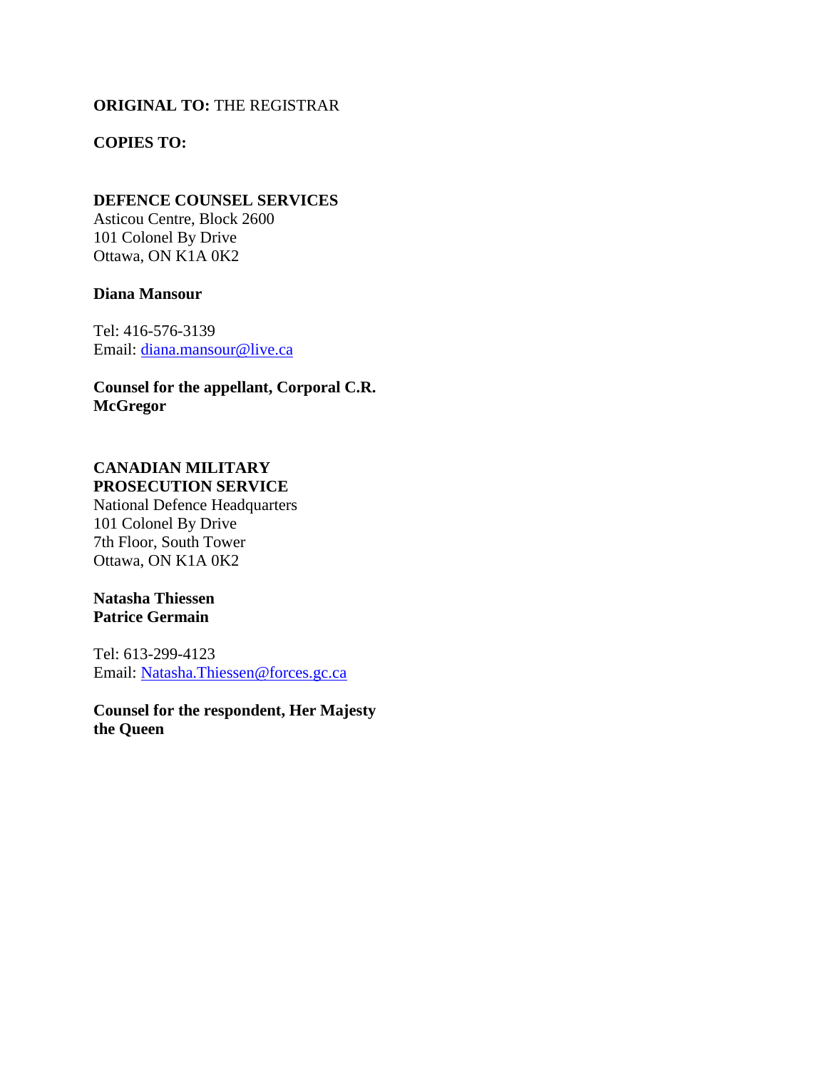**ORIGINAL TO:** THE REGISTRAR

**COPIES TO:**

**DEFENCE COUNSEL SERVICES**
Asticou Centre, Block 2600
101 Colonel By Drive
Ottawa, ON K1A 0K2

**Diana Mansour**

Tel: 416-576-3139
Email: diana.mansour@live.ca

**Counsel for the appellant, Corporal C.R. McGregor**

**CANADIAN MILITARY PROSECUTION SERVICE**
National Defence Headquarters
101 Colonel By Drive
7th Floor, South Tower
Ottawa, ON K1A 0K2

**Natasha Thiessen**
**Patrice Germain**

Tel: 613-299-4123
Email: Natasha.Thiessen@forces.gc.ca

**Counsel for the respondent, Her Majesty the Queen**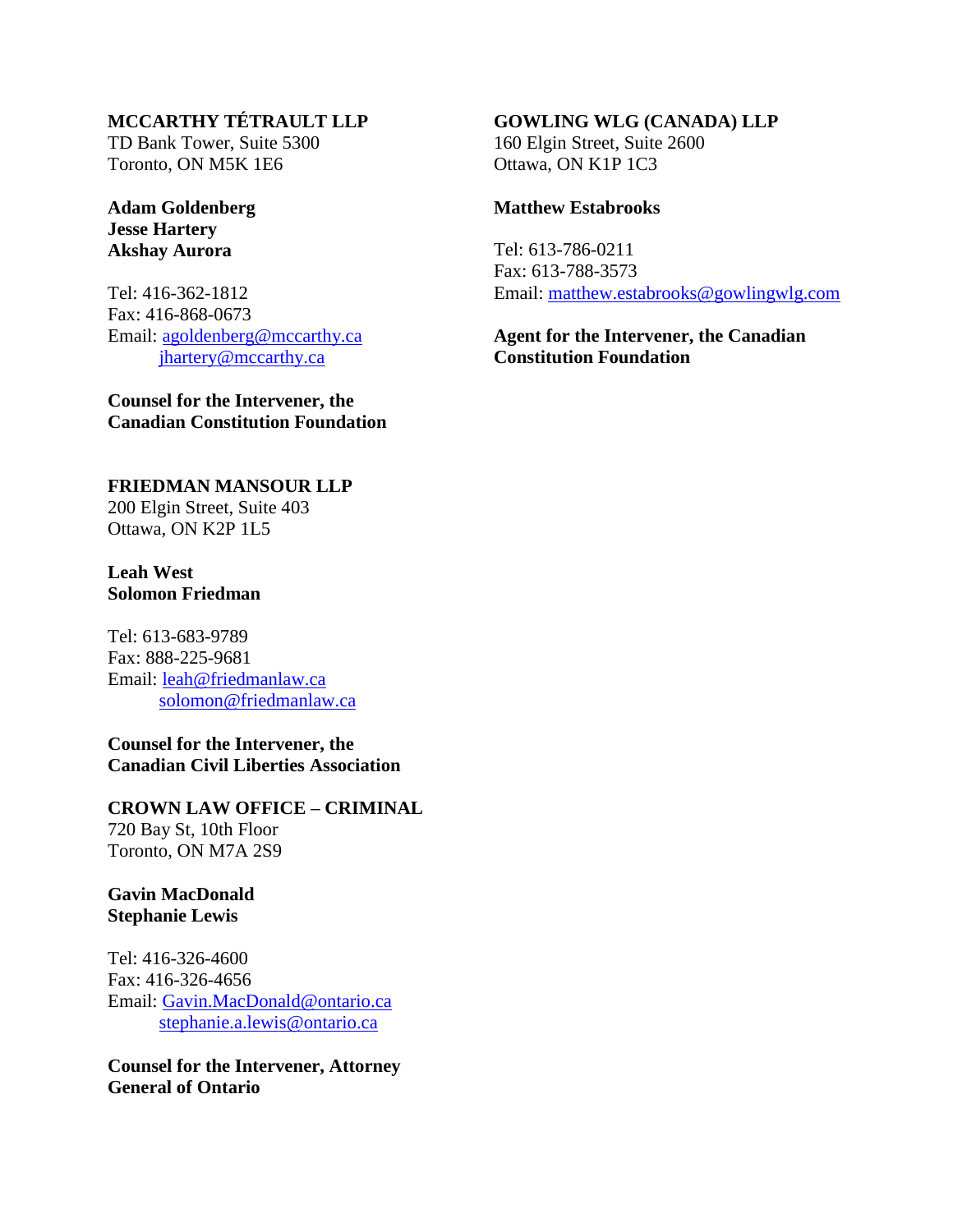**MCCARTHY TÉTRAULT LLP**
TD Bank Tower, Suite 5300
Toronto, ON M5K 1E6

**Adam Goldenberg**
**Jesse Hartery**
**Akshay Aurora**

Tel: 416-362-1812
Fax: 416-868-0673
Email: agoldenberg@mccarthy.ca
jhartery@mccarthy.ca

**Counsel for the Intervener, the Canadian Constitution Foundation**

**GOWLING WLG (CANADA) LLP**
160 Elgin Street, Suite 2600
Ottawa, ON K1P 1C3

**Matthew Estabrooks**

Tel: 613-786-0211
Fax: 613-788-3573
Email: matthew.estabrooks@gowlingwlg.com

**Agent for the Intervener, the Canadian Constitution Foundation**

**FRIEDMAN MANSOUR LLP**
200 Elgin Street, Suite 403
Ottawa, ON K2P 1L5

**Leah West**
**Solomon Friedman**

Tel: 613-683-9789
Fax: 888-225-9681
Email: leah@friedmanlaw.ca
solomon@friedmanlaw.ca

**Counsel for the Intervener, the Canadian Civil Liberties Association**

**CROWN LAW OFFICE – CRIMINAL**
720 Bay St, 10th Floor
Toronto, ON M7A 2S9

**Gavin MacDonald**
**Stephanie Lewis**

Tel: 416-326-4600
Fax: 416-326-4656
Email: Gavin.MacDonald@ontario.ca
stephanie.a.lewis@ontario.ca

**Counsel for the Intervener, Attorney General of Ontario**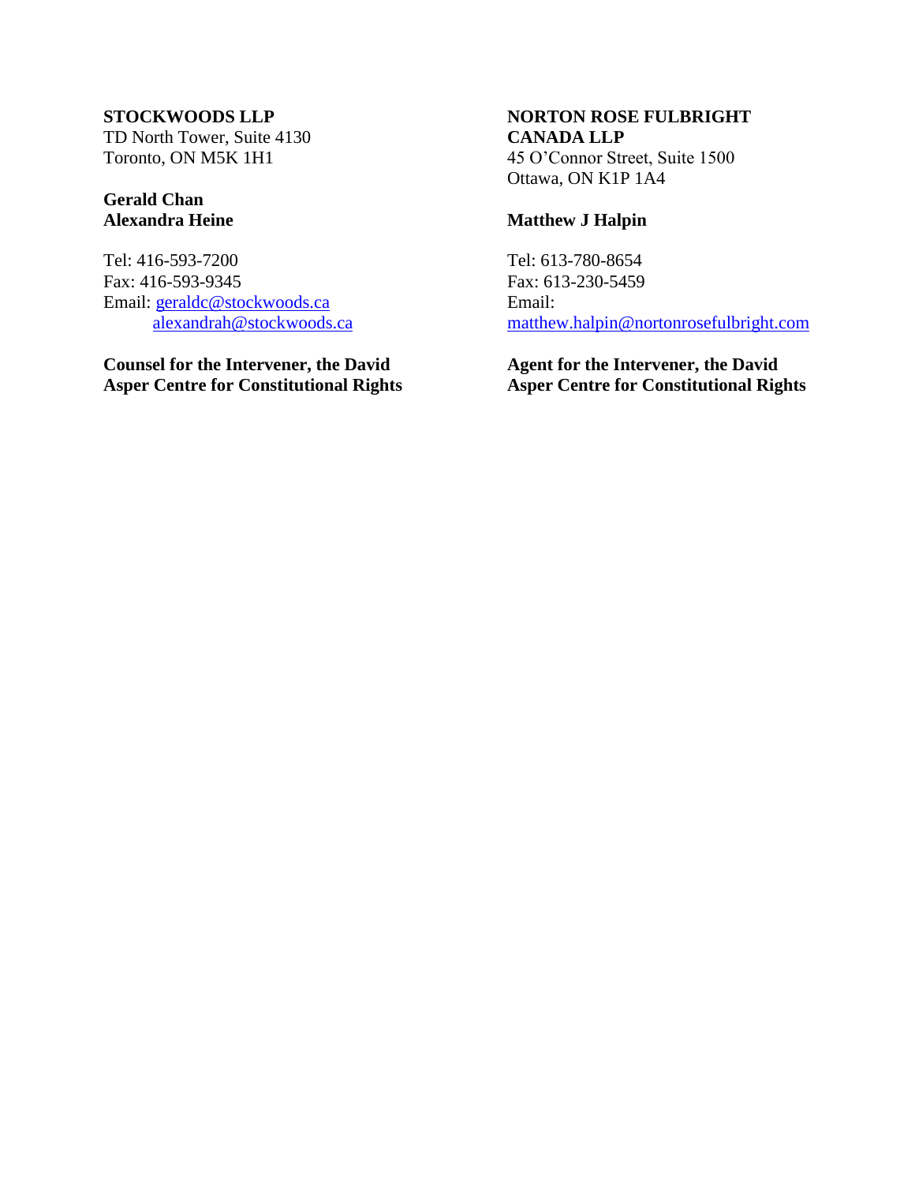**STOCKWOODS LLP**
TD North Tower, Suite 4130
Toronto, ON M5K 1H1

**Gerald Chan**
**Alexandra Heine**

Tel: 416-593-7200
Fax: 416-593-9345
Email: geraldc@stockwoods.ca
alexandrah@stockwoods.ca

**Counsel for the Intervener, the David Asper Centre for Constitutional Rights**

**NORTON ROSE FULBRIGHT CANADA LLP**
45 O'Connor Street, Suite 1500
Ottawa, ON K1P 1A4

**Matthew J Halpin**

Tel: 613-780-8654
Fax: 613-230-5459
Email:
matthew.halpin@nortonrosefulbright.com

**Agent for the Intervener, the David Asper Centre for Constitutional Rights**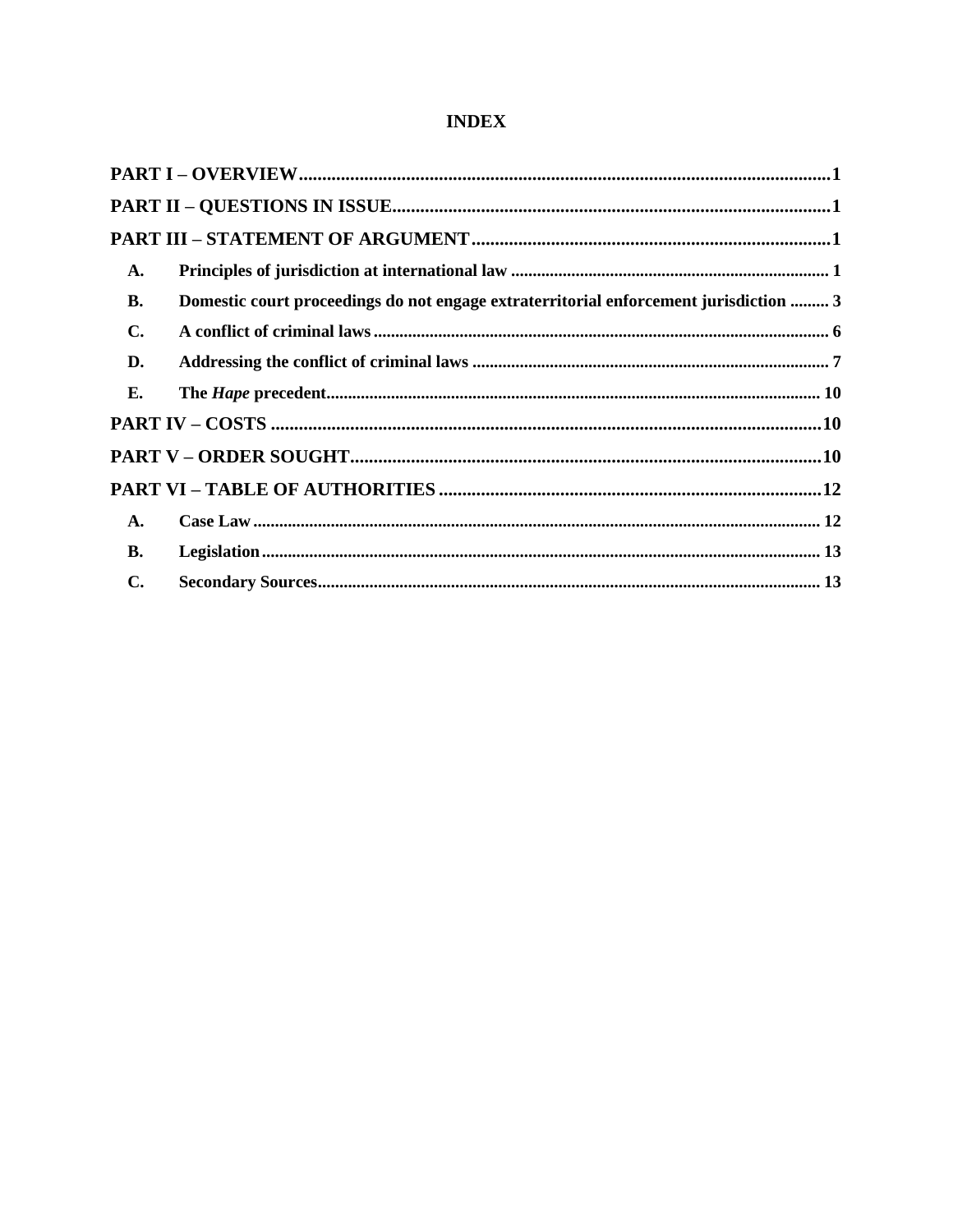# INDEX

- **PART I – OVERVIEW** .......... 1
- **PART II – QUESTIONS IN ISSUE** .......... 1
- **PART III – STATEMENT OF ARGUMENT** .......... 1
  - **A. Principles of jurisdiction at international law** .......... 1
  - **B. Domestic court proceedings do not engage extraterritorial enforcement jurisdiction** .......... 3
  - **C. A conflict of criminal laws** .......... 6
  - **D. Addressing the conflict of criminal laws** .......... 7
  - **E. The *Hape* precedent** .......... 10
- **PART IV – COSTS** .......... 10
- **PART V – ORDER SOUGHT** .......... 10
- **PART VI – TABLE OF AUTHORITIES** .......... 12
  - **A. Case Law** .......... 12
  - **B. Legislation** .......... 13
  - **C. Secondary Sources** .......... 13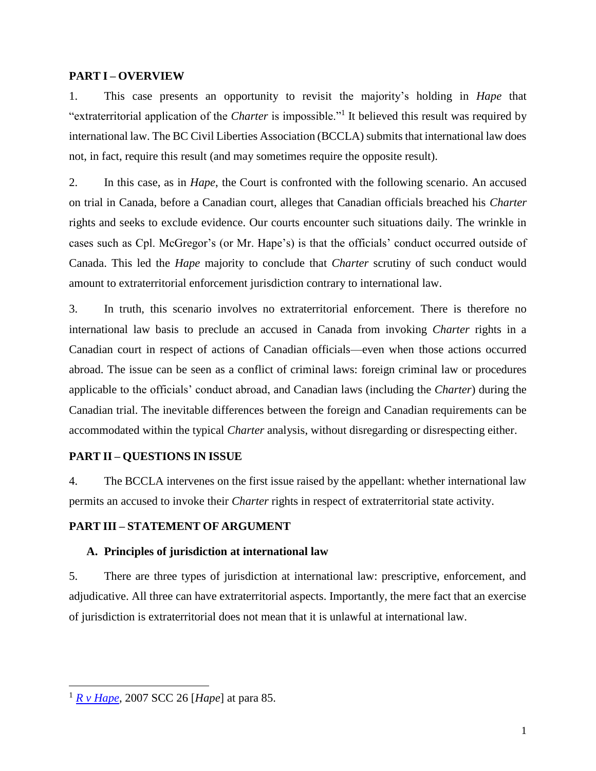## PART I – OVERVIEW

1. This case presents an opportunity to revisit the majority's holding in *Hape* that "extraterritorial application of the *Charter* is impossible."[1] It believed this result was required by international law. The BC Civil Liberties Association (BCCLA) submits that international law does not, in fact, require this result (and may sometimes require the opposite result).

2. In this case, as in *Hape*, the Court is confronted with the following scenario. An accused on trial in Canada, before a Canadian court, alleges that Canadian officials breached his *Charter* rights and seeks to exclude evidence. Our courts encounter such situations daily. The wrinkle in cases such as Cpl. McGregor's (or Mr. Hape's) is that the officials' conduct occurred outside of Canada. This led the *Hape* majority to conclude that *Charter* scrutiny of such conduct would amount to extraterritorial enforcement jurisdiction contrary to international law.

3. In truth, this scenario involves no extraterritorial enforcement. There is therefore no international law basis to preclude an accused in Canada from invoking *Charter* rights in a Canadian court in respect of actions of Canadian officials—even when those actions occurred abroad. The issue can be seen as a conflict of criminal laws: foreign criminal law or procedures applicable to the officials' conduct abroad, and Canadian laws (including the *Charter*) during the Canadian trial. The inevitable differences between the foreign and Canadian requirements can be accommodated within the typical *Charter* analysis, without disregarding or disrespecting either.

## PART II – QUESTIONS IN ISSUE

4. The BCCLA intervenes on the first issue raised by the appellant: whether international law permits an accused to invoke their *Charter* rights in respect of extraterritorial state activity.

## PART III – STATEMENT OF ARGUMENT

### A. Principles of jurisdiction at international law

5. There are three types of jurisdiction at international law: prescriptive, enforcement, and adjudicative. All three can have extraterritorial aspects. Importantly, the mere fact that an exercise of jurisdiction is extraterritorial does not mean that it is unlawful at international law.

---

[1] *R v Hape*, 2007 SCC 26 [*Hape*] at para 85.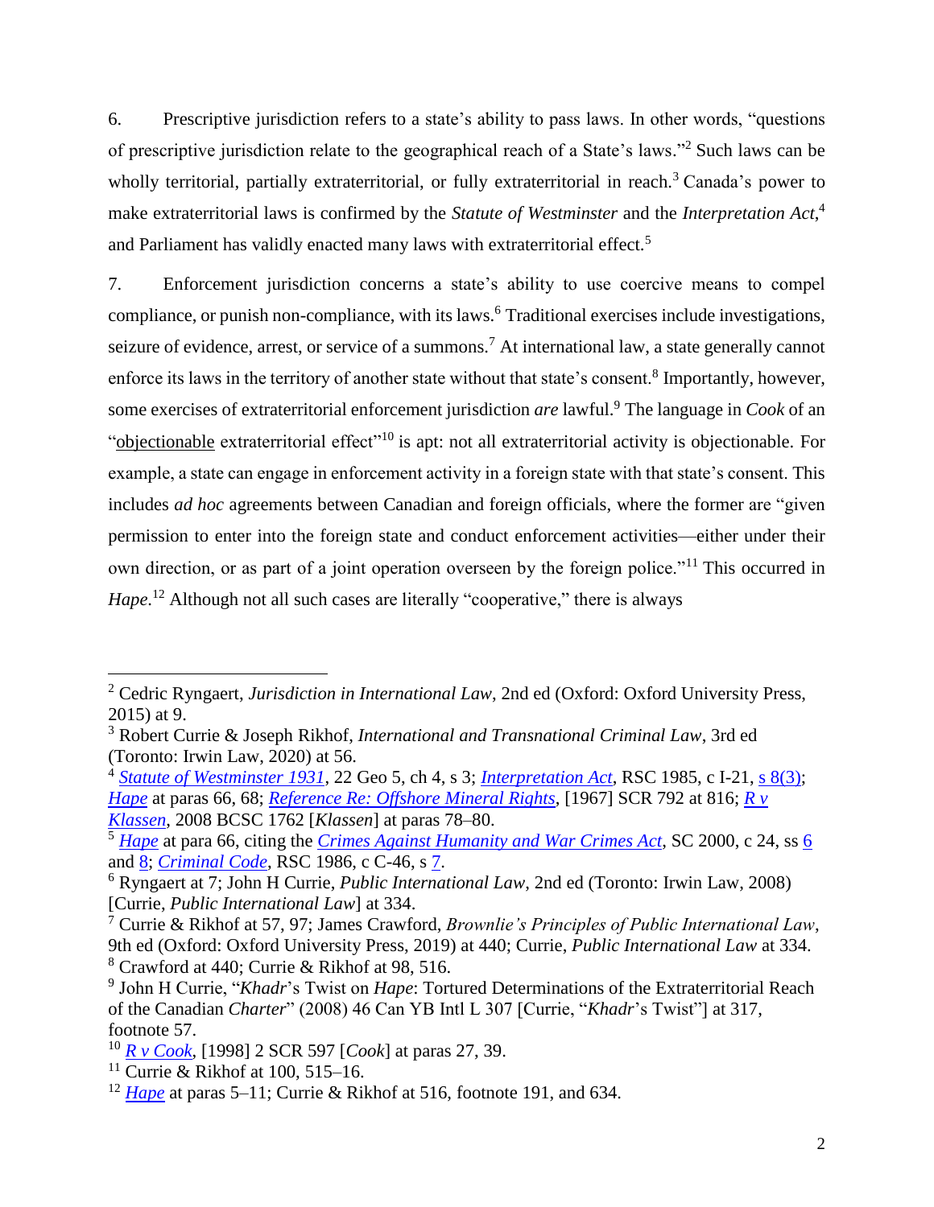6. Prescriptive jurisdiction refers to a state's ability to pass laws. In other words, "questions of prescriptive jurisdiction relate to the geographical reach of a State's laws."[2] Such laws can be wholly territorial, partially extraterritorial, or fully extraterritorial in reach.[3] Canada's power to make extraterritorial laws is confirmed by the *Statute of Westminster* and the *Interpretation Act*,[4] and Parliament has validly enacted many laws with extraterritorial effect.[5]

7. Enforcement jurisdiction concerns a state's ability to use coercive means to compel compliance, or punish non-compliance, with its laws.[6] Traditional exercises include investigations, seizure of evidence, arrest, or service of a summons.[7] At international law, a state generally cannot enforce its laws in the territory of another state without that state's consent.[8] Importantly, however, some exercises of extraterritorial enforcement jurisdiction *are* lawful.[9] The language in *Cook* of an "objectionable extraterritorial effect"[10] is apt: not all extraterritorial activity is objectionable. For example, a state can engage in enforcement activity in a foreign state with that state's consent. This includes *ad hoc* agreements between Canadian and foreign officials, where the former are "given permission to enter into the foreign state and conduct enforcement activities—either under their own direction, or as part of a joint operation overseen by the foreign police."[11] This occurred in *Hape*.[12] Although not all such cases are literally "cooperative," there is always

---

[2] Cedric Ryngaert, *Jurisdiction in International Law*, 2nd ed (Oxford: Oxford University Press, 2015) at 9.

[3] Robert Currie & Joseph Rikhof, *International and Transnational Criminal Law*, 3rd ed (Toronto: Irwin Law, 2020) at 56.

[4] *Statute of Westminster 1931*, 22 Geo 5, ch 4, s 3; *Interpretation Act*, RSC 1985, c I-21, s 8(3); *Hape* at paras 66, 68; *Reference Re: Offshore Mineral Rights*, [1967] SCR 792 at 816; *R v Klassen*, 2008 BCSC 1762 [*Klassen*] at paras 78–80.

[5] *Hape* at para 66, citing the *Crimes Against Humanity and War Crimes Act*, SC 2000, c 24, ss 6 and 8; *Criminal Code*, RSC 1986, c C-46, s 7.

[6] Ryngaert at 7; John H Currie, *Public International Law*, 2nd ed (Toronto: Irwin Law, 2008) [Currie, *Public International Law*] at 334.

[7] Currie & Rikhof at 57, 97; James Crawford, *Brownlie's Principles of Public International Law*, 9th ed (Oxford: Oxford University Press, 2019) at 440; Currie, *Public International Law* at 334.

[8] Crawford at 440; Currie & Rikhof at 98, 516.

[9] John H Currie, "*Khadr*'s Twist on *Hape*: Tortured Determinations of the Extraterritorial Reach of the Canadian *Charter*" (2008) 46 Can YB Intl L 307 [Currie, "*Khadr*'s Twist"] at 317, footnote 57.

[10] *R v Cook*, [1998] 2 SCR 597 [*Cook*] at paras 27, 39.

[11] Currie & Rikhof at 100, 515–16.

[12] *Hape* at paras 5–11; Currie & Rikhof at 516, footnote 191, and 634.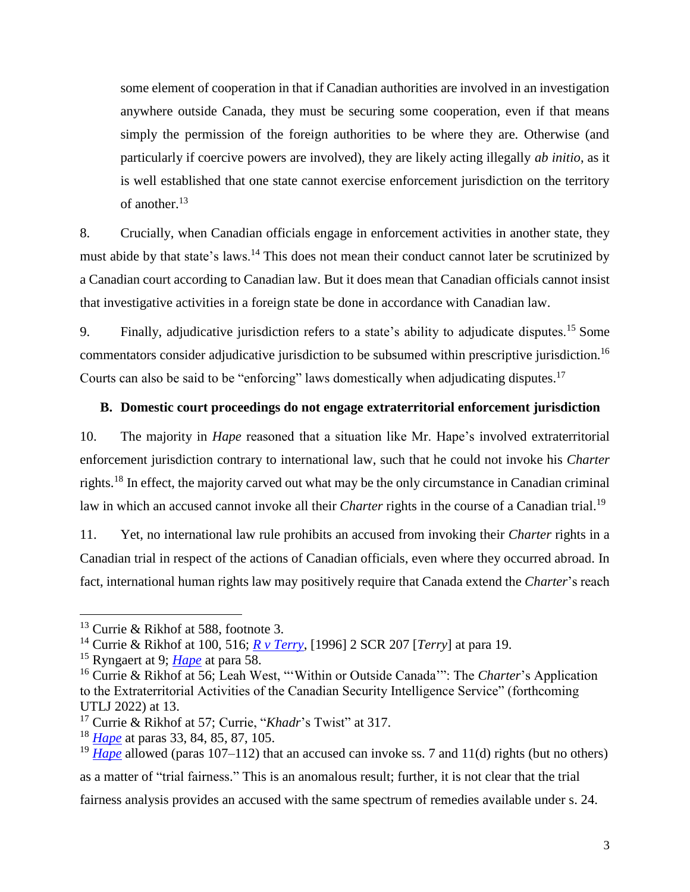some element of cooperation in that if Canadian authorities are involved in an investigation anywhere outside Canada, they must be securing some cooperation, even if that means simply the permission of the foreign authorities to be where they are. Otherwise (and particularly if coercive powers are involved), they are likely acting illegally *ab initio*, as it is well established that one state cannot exercise enforcement jurisdiction on the territory of another.[13]

8. Crucially, when Canadian officials engage in enforcement activities in another state, they must abide by that state's laws.[14] This does not mean their conduct cannot later be scrutinized by a Canadian court according to Canadian law. But it does mean that Canadian officials cannot insist that investigative activities in a foreign state be done in accordance with Canadian law.

9. Finally, adjudicative jurisdiction refers to a state's ability to adjudicate disputes.[15] Some commentators consider adjudicative jurisdiction to be subsumed within prescriptive jurisdiction.[16] Courts can also be said to be "enforcing" laws domestically when adjudicating disputes.[17]

### B. Domestic court proceedings do not engage extraterritorial enforcement jurisdiction

10. The majority in *Hape* reasoned that a situation like Mr. Hape's involved extraterritorial enforcement jurisdiction contrary to international law, such that he could not invoke his *Charter* rights.[18] In effect, the majority carved out what may be the only circumstance in Canadian criminal law in which an accused cannot invoke all their *Charter* rights in the course of a Canadian trial.[19]

11. Yet, no international law rule prohibits an accused from invoking their *Charter* rights in a Canadian trial in respect of the actions of Canadian officials, even where they occurred abroad. In fact, international human rights law may positively require that Canada extend the *Charter*'s reach

---

[13] Currie & Rikhof at 588, footnote 3.

[14] Currie & Rikhof at 100, 516; *R v Terry*, [1996] 2 SCR 207 [*Terry*] at para 19.

[15] Ryngaert at 9; *Hape* at para 58.

[16] Currie & Rikhof at 56; Leah West, "'Within or Outside Canada'": The *Charter*'s Application to the Extraterritorial Activities of the Canadian Security Intelligence Service" (forthcoming UTLJ 2022) at 13.

[17] Currie & Rikhof at 57; Currie, "*Khadr*'s Twist" at 317.

[18] *Hape* at paras 33, 84, 85, 87, 105.

[19] *Hape* allowed (paras 107–112) that an accused can invoke ss. 7 and 11(d) rights (but no others) as a matter of "trial fairness." This is an anomalous result; further, it is not clear that the trial fairness analysis provides an accused with the same spectrum of remedies available under s. 24.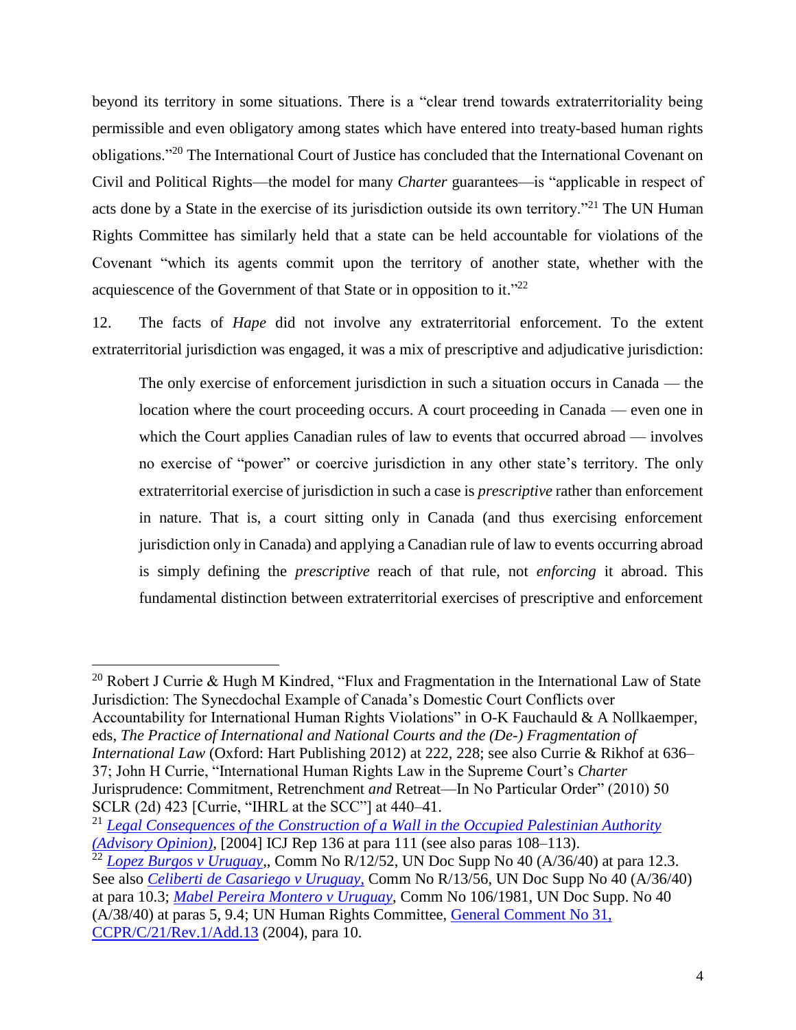beyond its territory in some situations. There is a "clear trend towards extraterritoriality being permissible and even obligatory among states which have entered into treaty-based human rights obligations."[20] The International Court of Justice has concluded that the International Covenant on Civil and Political Rights—the model for many *Charter* guarantees—is "applicable in respect of acts done by a State in the exercise of its jurisdiction outside its own territory."[21] The UN Human Rights Committee has similarly held that a state can be held accountable for violations of the Covenant "which its agents commit upon the territory of another state, whether with the acquiescence of the Government of that State or in opposition to it."[22]

12. The facts of *Hape* did not involve any extraterritorial enforcement. To the extent extraterritorial jurisdiction was engaged, it was a mix of prescriptive and adjudicative jurisdiction:

> The only exercise of enforcement jurisdiction in such a situation occurs in Canada — the location where the court proceeding occurs. A court proceeding in Canada — even one in which the Court applies Canadian rules of law to events that occurred abroad — involves no exercise of "power" or coercive jurisdiction in any other state's territory. The only extraterritorial exercise of jurisdiction in such a case is *prescriptive* rather than enforcement in nature. That is, a court sitting only in Canada (and thus exercising enforcement jurisdiction only in Canada) and applying a Canadian rule of law to events occurring abroad is simply defining the *prescriptive* reach of that rule, not *enforcing* it abroad. This fundamental distinction between extraterritorial exercises of prescriptive and enforcement

---

[20] Robert J Currie & Hugh M Kindred, "Flux and Fragmentation in the International Law of State Jurisdiction: The Synecdochal Example of Canada's Domestic Court Conflicts over Accountability for International Human Rights Violations" in O-K Fauchauld & A Nollkaemper, eds, *The Practice of International and National Courts and the (De-) Fragmentation of International Law* (Oxford: Hart Publishing 2012) at 222, 228; see also Currie & Rikhof at 636–37; John H Currie, "International Human Rights Law in the Supreme Court's *Charter* Jurisprudence: Commitment, Retrenchment *and* Retreat—In No Particular Order" (2010) 50 SCLR (2d) 423 [Currie, "IHRL at the SCC"] at 440–41.

[21] *Legal Consequences of the Construction of a Wall in the Occupied Palestinian Authority (Advisory Opinion)*, [2004] ICJ Rep 136 at para 111 (see also paras 108–113).

[22] *Lopez Burgos v Uruguay*,, Comm No R/12/52, UN Doc Supp No 40 (A/36/40) at para 12.3. See also *Celiberti de Casariego v Uruguay*, Comm No R/13/56, UN Doc Supp No 40 (A/36/40) at para 10.3; *Mabel Pereira Montero v Uruguay*, Comm No 106/1981, UN Doc Supp. No 40 (A/38/40) at paras 5, 9.4; UN Human Rights Committee, General Comment No 31, CCPR/C/21/Rev.1/Add.13 (2004), para 10.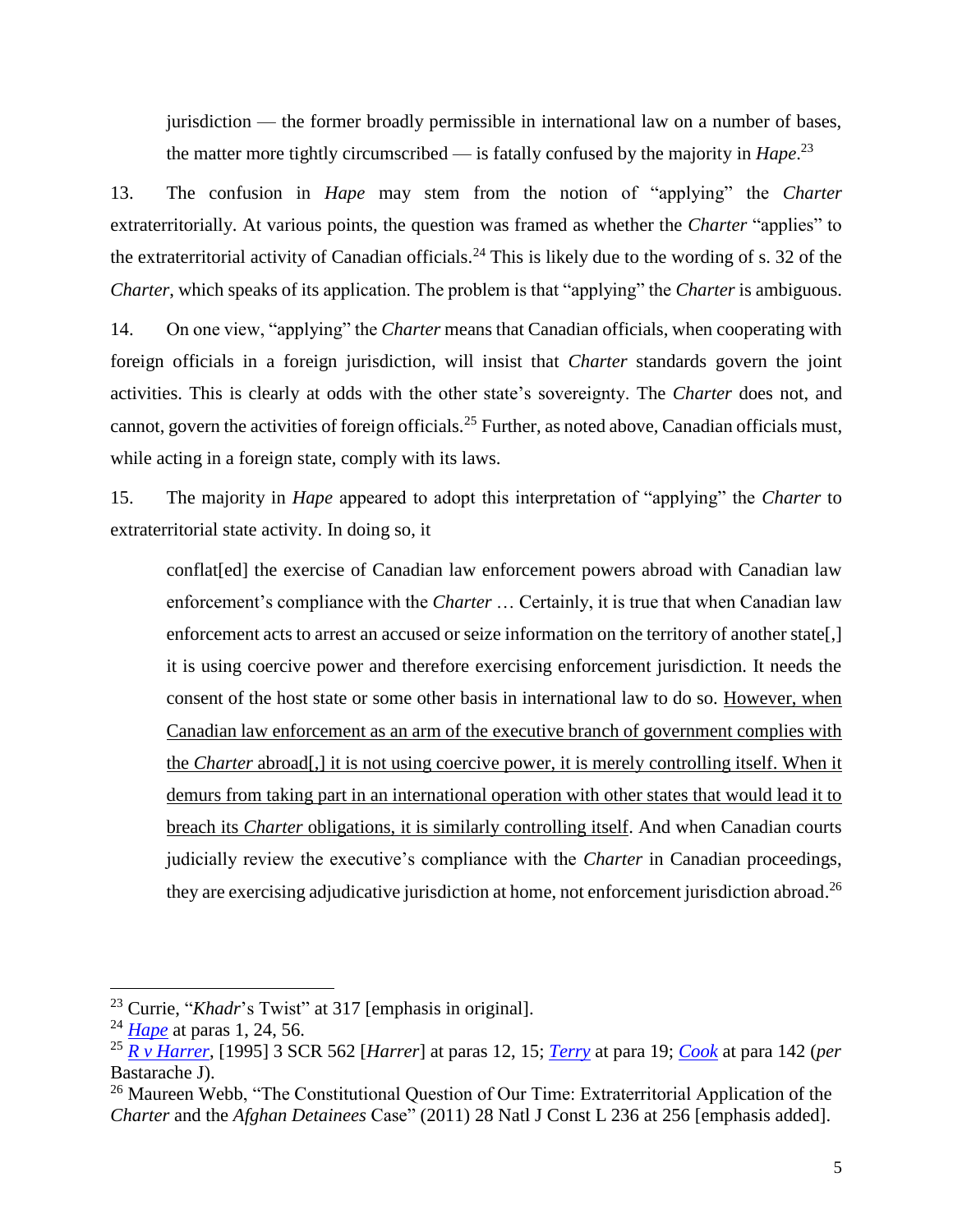jurisdiction — the former broadly permissible in international law on a number of bases, the matter more tightly circumscribed — is fatally confused by the majority in *Hape*.[23]

13. The confusion in *Hape* may stem from the notion of "applying" the *Charter* extraterritorially. At various points, the question was framed as whether the *Charter* "applies" to the extraterritorial activity of Canadian officials.[24] This is likely due to the wording of s. 32 of the *Charter*, which speaks of its application. The problem is that "applying" the *Charter* is ambiguous.

14. On one view, "applying" the *Charter* means that Canadian officials, when cooperating with foreign officials in a foreign jurisdiction, will insist that *Charter* standards govern the joint activities. This is clearly at odds with the other state's sovereignty. The *Charter* does not, and cannot, govern the activities of foreign officials.[25] Further, as noted above, Canadian officials must, while acting in a foreign state, comply with its laws.

15. The majority in *Hape* appeared to adopt this interpretation of "applying" the *Charter* to extraterritorial state activity. In doing so, it

> conflat[ed] the exercise of Canadian law enforcement powers abroad with Canadian law enforcement's compliance with the *Charter* … Certainly, it is true that when Canadian law enforcement acts to arrest an accused or seize information on the territory of another state[,] it is using coercive power and therefore exercising enforcement jurisdiction. It needs the consent of the host state or some other basis in international law to do so. <u>However, when Canadian law enforcement as an arm of the executive branch of government complies with the *Charter* abroad[,] it is not using coercive power, it is merely controlling itself. When it demurs from taking part in an international operation with other states that would lead it to breach its *Charter* obligations, it is similarly controlling itself</u>. And when Canadian courts judicially review the executive's compliance with the *Charter* in Canadian proceedings, they are exercising adjudicative jurisdiction at home, not enforcement jurisdiction abroad.[26]

---

[23] Currie, "*Khadr*'s Twist" at 317 [emphasis in original].

[24] *Hape* at paras 1, 24, 56.

[25] *R v Harrer*, [1995] 3 SCR 562 [*Harrer*] at paras 12, 15; *Terry* at para 19; *Cook* at para 142 (*per* Bastarache J).

[26] Maureen Webb, "The Constitutional Question of Our Time: Extraterritorial Application of the *Charter* and the *Afghan Detainees* Case" (2011) 28 Natl J Const L 236 at 256 [emphasis added].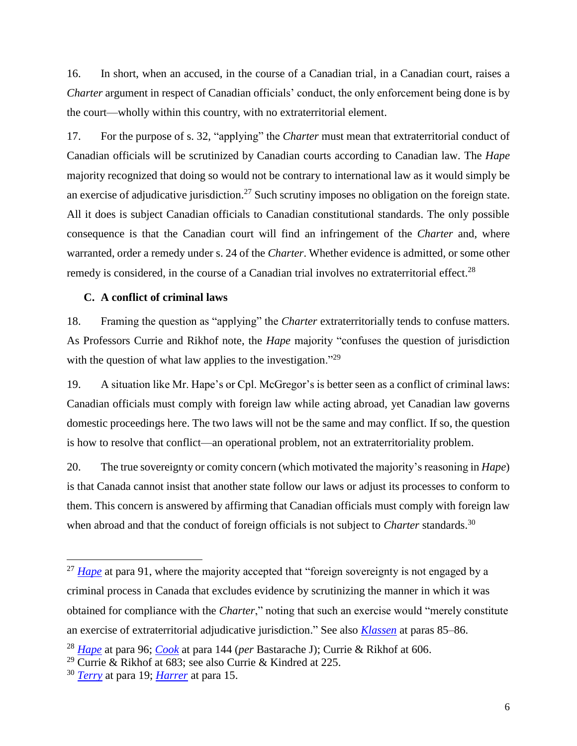16. In short, when an accused, in the course of a Canadian trial, in a Canadian court, raises a *Charter* argument in respect of Canadian officials' conduct, the only enforcement being done is by the court—wholly within this country, with no extraterritorial element.

17. For the purpose of s. 32, "applying" the *Charter* must mean that extraterritorial conduct of Canadian officials will be scrutinized by Canadian courts according to Canadian law. The *Hape* majority recognized that doing so would not be contrary to international law as it would simply be an exercise of adjudicative jurisdiction.[27] Such scrutiny imposes no obligation on the foreign state. All it does is subject Canadian officials to Canadian constitutional standards. The only possible consequence is that the Canadian court will find an infringement of the *Charter* and, where warranted, order a remedy under s. 24 of the *Charter*. Whether evidence is admitted, or some other remedy is considered, in the course of a Canadian trial involves no extraterritorial effect.[28]

### C. A conflict of criminal laws

18. Framing the question as "applying" the *Charter* extraterritorially tends to confuse matters. As Professors Currie and Rikhof note, the *Hape* majority "confuses the question of jurisdiction with the question of what law applies to the investigation."[29]

19. A situation like Mr. Hape's or Cpl. McGregor's is better seen as a conflict of criminal laws: Canadian officials must comply with foreign law while acting abroad, yet Canadian law governs domestic proceedings here. The two laws will not be the same and may conflict. If so, the question is how to resolve that conflict—an operational problem, not an extraterritoriality problem.

20. The true sovereignty or comity concern (which motivated the majority's reasoning in *Hape*) is that Canada cannot insist that another state follow our laws or adjust its processes to conform to them. This concern is answered by affirming that Canadian officials must comply with foreign law when abroad and that the conduct of foreign officials is not subject to *Charter* standards.[30]

---

[27] *Hape* at para 91, where the majority accepted that "foreign sovereignty is not engaged by a criminal process in Canada that excludes evidence by scrutinizing the manner in which it was obtained for compliance with the *Charter*," noting that such an exercise would "merely constitute an exercise of extraterritorial adjudicative jurisdiction." See also *Klassen* at paras 85–86.

[28] *Hape* at para 96; *Cook* at para 144 (*per* Bastarache J); Currie & Rikhof at 606.

[29] Currie & Rikhof at 683; see also Currie & Kindred at 225.

[30] *Terry* at para 19; *Harrer* at para 15.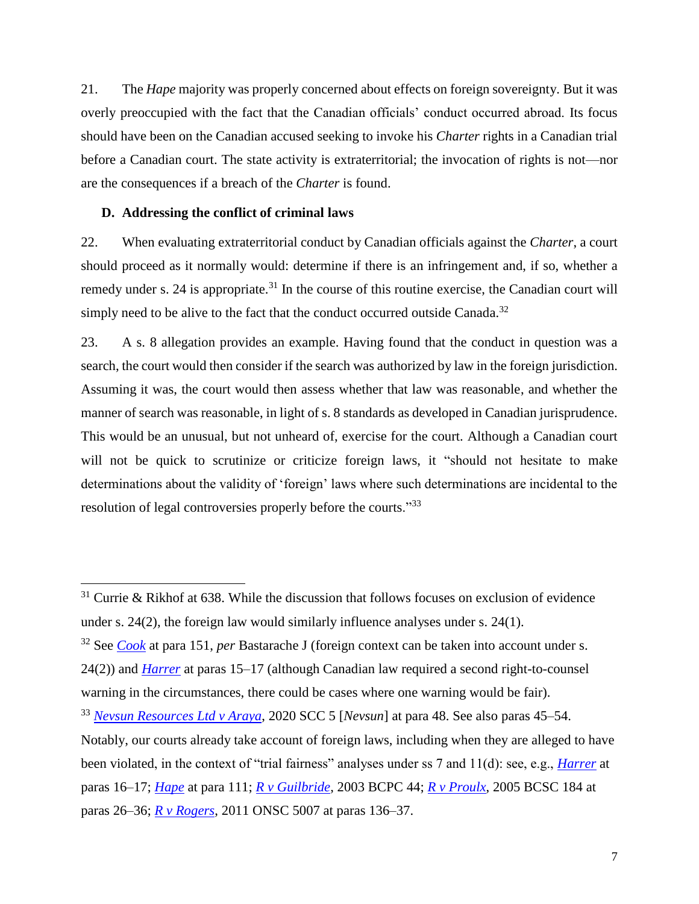21. The *Hape* majority was properly concerned about effects on foreign sovereignty. But it was overly preoccupied with the fact that the Canadian officials' conduct occurred abroad. Its focus should have been on the Canadian accused seeking to invoke his *Charter* rights in a Canadian trial before a Canadian court. The state activity is extraterritorial; the invocation of rights is not—nor are the consequences if a breach of the *Charter* is found.

### D. Addressing the conflict of criminal laws

22. When evaluating extraterritorial conduct by Canadian officials against the *Charter*, a court should proceed as it normally would: determine if there is an infringement and, if so, whether a remedy under s. 24 is appropriate.[31] In the course of this routine exercise, the Canadian court will simply need to be alive to the fact that the conduct occurred outside Canada.[32]

23. A s. 8 allegation provides an example. Having found that the conduct in question was a search, the court would then consider if the search was authorized by law in the foreign jurisdiction. Assuming it was, the court would then assess whether that law was reasonable, and whether the manner of search was reasonable, in light of s. 8 standards as developed in Canadian jurisprudence. This would be an unusual, but not unheard of, exercise for the court. Although a Canadian court will not be quick to scrutinize or criticize foreign laws, it "should not hesitate to make determinations about the validity of 'foreign' laws where such determinations are incidental to the resolution of legal controversies properly before the courts."[33]

---

[31] Currie & Rikhof at 638. While the discussion that follows focuses on exclusion of evidence under s. 24(2), the foreign law would similarly influence analyses under s. 24(1).

[32] See *Cook* at para 151, *per* Bastarache J (foreign context can be taken into account under s. 24(2)) and *Harrer* at paras 15–17 (although Canadian law required a second right-to-counsel warning in the circumstances, there could be cases where one warning would be fair).

[33] *Nevsun Resources Ltd v Araya*, 2020 SCC 5 [*Nevsun*] at para 48. See also paras 45–54. Notably, our courts already take account of foreign laws, including when they are alleged to have been violated, in the context of "trial fairness" analyses under ss 7 and 11(d): see, e.g., *Harrer* at paras 16–17; *Hape* at para 111; *R v Guilbride*, 2003 BCPC 44; *R v Proulx*, 2005 BCSC 184 at paras 26–36; *R v Rogers*, 2011 ONSC 5007 at paras 136–37.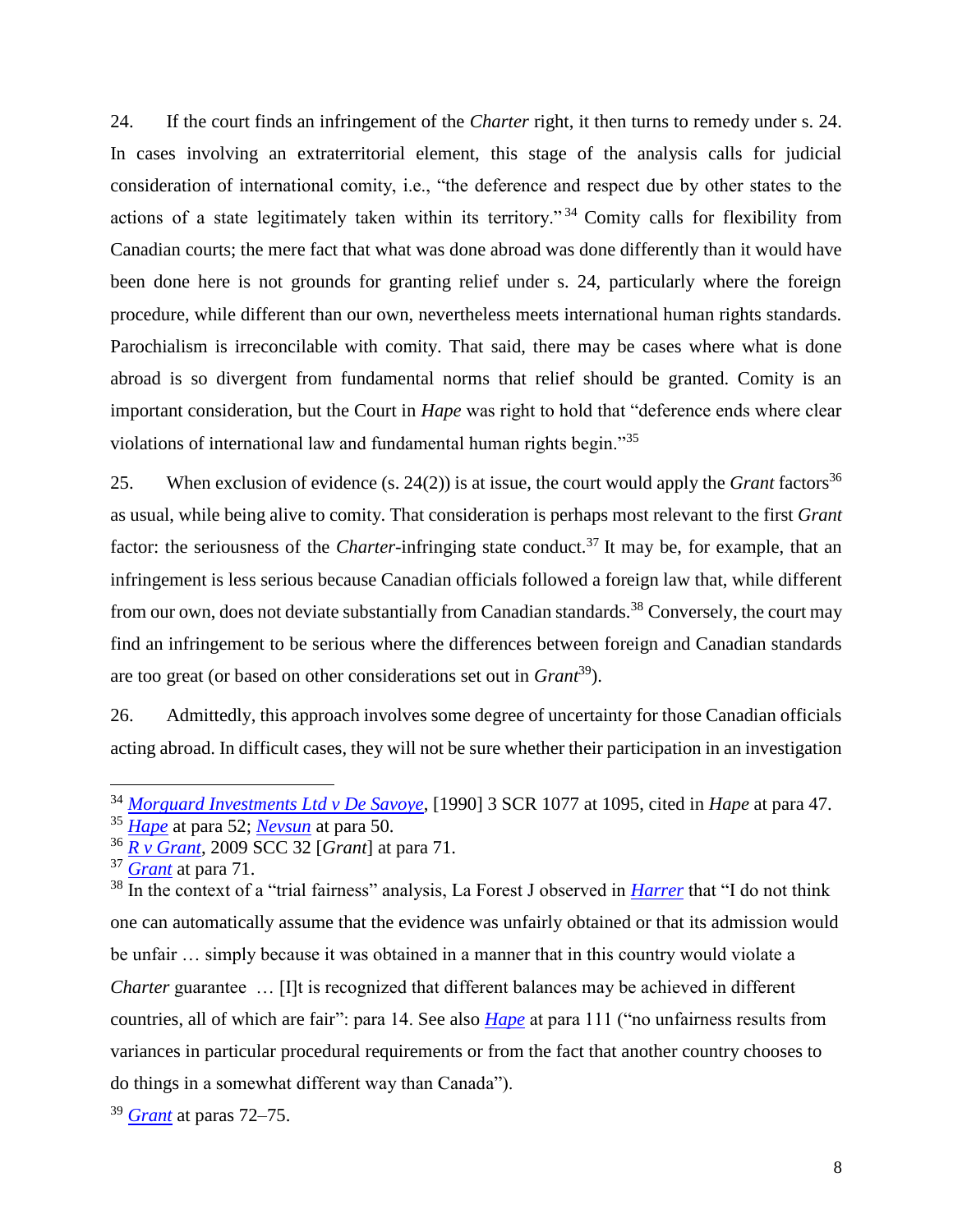24. If the court finds an infringement of the *Charter* right, it then turns to remedy under s. 24. In cases involving an extraterritorial element, this stage of the analysis calls for judicial consideration of international comity, i.e., "the deference and respect due by other states to the actions of a state legitimately taken within its territory."[34] Comity calls for flexibility from Canadian courts; the mere fact that what was done abroad was done differently than it would have been done here is not grounds for granting relief under s. 24, particularly where the foreign procedure, while different than our own, nevertheless meets international human rights standards. Parochialism is irreconcilable with comity. That said, there may be cases where what is done abroad is so divergent from fundamental norms that relief should be granted. Comity is an important consideration, but the Court in *Hape* was right to hold that "deference ends where clear violations of international law and fundamental human rights begin."[35]

25. When exclusion of evidence (s. 24(2)) is at issue, the court would apply the *Grant* factors[36] as usual, while being alive to comity. That consideration is perhaps most relevant to the first *Grant* factor: the seriousness of the *Charter*-infringing state conduct.[37] It may be, for example, that an infringement is less serious because Canadian officials followed a foreign law that, while different from our own, does not deviate substantially from Canadian standards.[38] Conversely, the court may find an infringement to be serious where the differences between foreign and Canadian standards are too great (or based on other considerations set out in *Grant*[39]).

26. Admittedly, this approach involves some degree of uncertainty for those Canadian officials acting abroad. In difficult cases, they will not be sure whether their participation in an investigation

---

[34] *Morguard Investments Ltd v De Savoye*, [1990] 3 SCR 1077 at 1095, cited in *Hape* at para 47.

[35] *Hape* at para 52; *Nevsun* at para 50.

[36] *R v Grant*, 2009 SCC 32 [*Grant*] at para 71.

[37] *Grant* at para 71.

[38] In the context of a "trial fairness" analysis, La Forest J observed in *Harrer* that "I do not think one can automatically assume that the evidence was unfairly obtained or that its admission would be unfair … simply because it was obtained in a manner that in this country would violate a *Charter* guarantee … [I]t is recognized that different balances may be achieved in different countries, all of which are fair": para 14. See also *Hape* at para 111 ("no unfairness results from variances in particular procedural requirements or from the fact that another country chooses to do things in a somewhat different way than Canada").

[39] *Grant* at paras 72–75.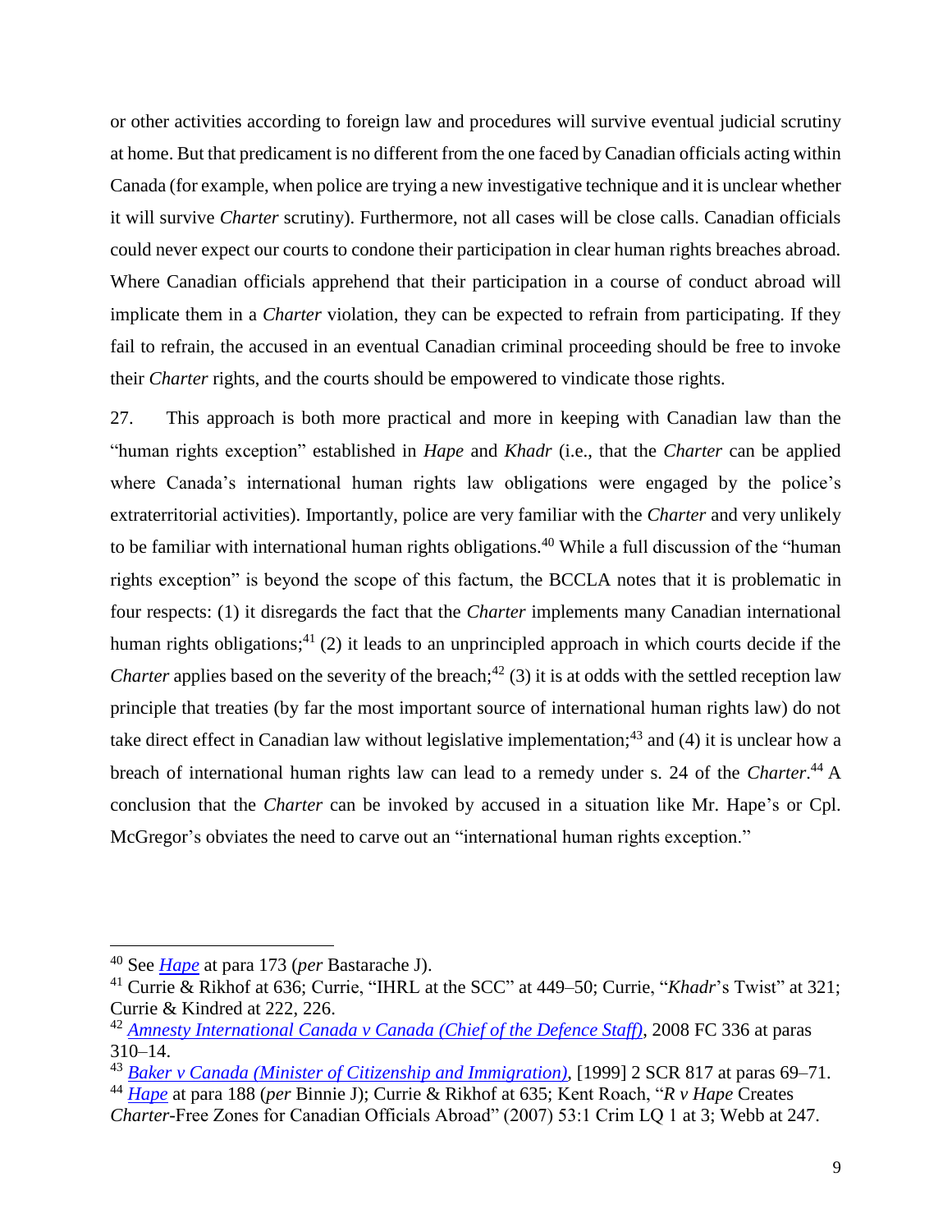or other activities according to foreign law and procedures will survive eventual judicial scrutiny at home. But that predicament is no different from the one faced by Canadian officials acting within Canada (for example, when police are trying a new investigative technique and it is unclear whether it will survive *Charter* scrutiny). Furthermore, not all cases will be close calls. Canadian officials could never expect our courts to condone their participation in clear human rights breaches abroad. Where Canadian officials apprehend that their participation in a course of conduct abroad will implicate them in a *Charter* violation, they can be expected to refrain from participating. If they fail to refrain, the accused in an eventual Canadian criminal proceeding should be free to invoke their *Charter* rights, and the courts should be empowered to vindicate those rights.

27. This approach is both more practical and more in keeping with Canadian law than the "human rights exception" established in *Hape* and *Khadr* (i.e., that the *Charter* can be applied where Canada's international human rights law obligations were engaged by the police's extraterritorial activities). Importantly, police are very familiar with the *Charter* and very unlikely to be familiar with international human rights obligations.[40] While a full discussion of the "human rights exception" is beyond the scope of this factum, the BCCLA notes that it is problematic in four respects: (1) it disregards the fact that the *Charter* implements many Canadian international human rights obligations;[41] (2) it leads to an unprincipled approach in which courts decide if the *Charter* applies based on the severity of the breach;[42] (3) it is at odds with the settled reception law principle that treaties (by far the most important source of international human rights law) do not take direct effect in Canadian law without legislative implementation;[43] and (4) it is unclear how a breach of international human rights law can lead to a remedy under s. 24 of the *Charter*.[44] A conclusion that the *Charter* can be invoked by accused in a situation like Mr. Hape's or Cpl. McGregor's obviates the need to carve out an "international human rights exception."

---

[40] See *Hape* at para 173 (*per* Bastarache J).

[41] Currie & Rikhof at 636; Currie, "IHRL at the SCC" at 449–50; Currie, "*Khadr*'s Twist" at 321; Currie & Kindred at 222, 226.

[42] *Amnesty International Canada v Canada (Chief of the Defence Staff)*, 2008 FC 336 at paras 310–14.

[43] *Baker v Canada (Minister of Citizenship and Immigration)*, [1999] 2 SCR 817 at paras 69–71.

[44] *Hape* at para 188 (*per* Binnie J); Currie & Rikhof at 635; Kent Roach, "*R v Hape* Creates *Charter*-Free Zones for Canadian Officials Abroad" (2007) 53:1 Crim LQ 1 at 3; Webb at 247.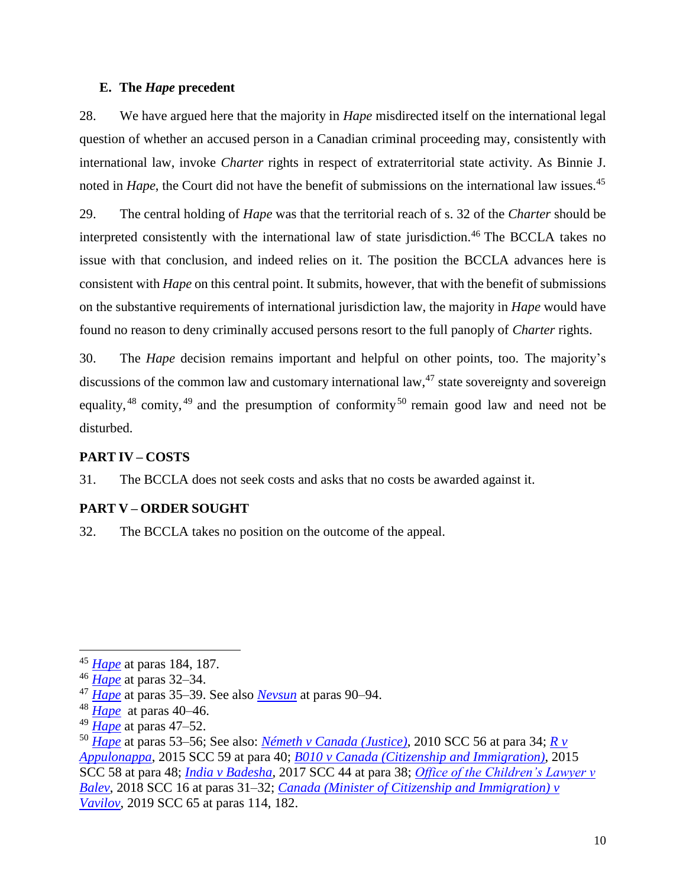### E. The *Hape* precedent

28. We have argued here that the majority in *Hape* misdirected itself on the international legal question of whether an accused person in a Canadian criminal proceeding may, consistently with international law, invoke *Charter* rights in respect of extraterritorial state activity. As Binnie J. noted in *Hape*, the Court did not have the benefit of submissions on the international law issues.[45]

29. The central holding of *Hape* was that the territorial reach of s. 32 of the *Charter* should be interpreted consistently with the international law of state jurisdiction.[46] The BCCLA takes no issue with that conclusion, and indeed relies on it. The position the BCCLA advances here is consistent with *Hape* on this central point. It submits, however, that with the benefit of submissions on the substantive requirements of international jurisdiction law, the majority in *Hape* would have found no reason to deny criminally accused persons resort to the full panoply of *Charter* rights.

30. The *Hape* decision remains important and helpful on other points, too. The majority's discussions of the common law and customary international law,[47] state sovereignty and sovereign equality,[48] comity,[49] and the presumption of conformity[50] remain good law and need not be disturbed.

## PART IV – COSTS

31. The BCCLA does not seek costs and asks that no costs be awarded against it.

## PART V – ORDER SOUGHT

32. The BCCLA takes no position on the outcome of the appeal.

---

[45] *Hape* at paras 184, 187.

[46] *Hape* at paras 32–34.

[47] *Hape* at paras 35–39. See also *Nevsun* at paras 90–94.

[48] *Hape* at paras 40–46.

[49] *Hape* at paras 47–52.

[50] *Hape* at paras 53–56; See also: *Németh v Canada (Justice)*, 2010 SCC 56 at para 34; *R v Appulonappa*, 2015 SCC 59 at para 40; *B010 v Canada (Citizenship and Immigration)*, 2015 SCC 58 at para 48; *India v Badesha*, 2017 SCC 44 at para 38; *Office of the Children's Lawyer v Balev*, 2018 SCC 16 at paras 31–32; *Canada (Minister of Citizenship and Immigration) v Vavilov*, 2019 SCC 65 at paras 114, 182.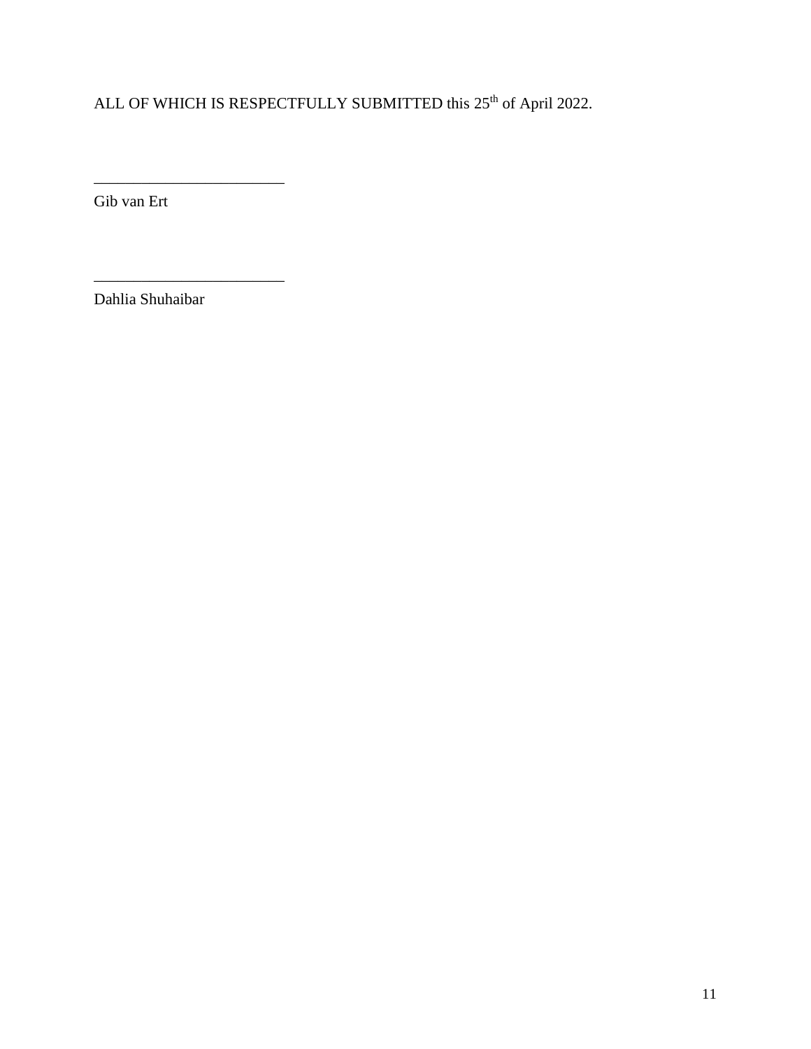ALL OF WHICH IS RESPECTFULLY SUBMITTED this 25th of April 2022.

________________________

Gib van Ert

________________________

Dahlia Shuhaibar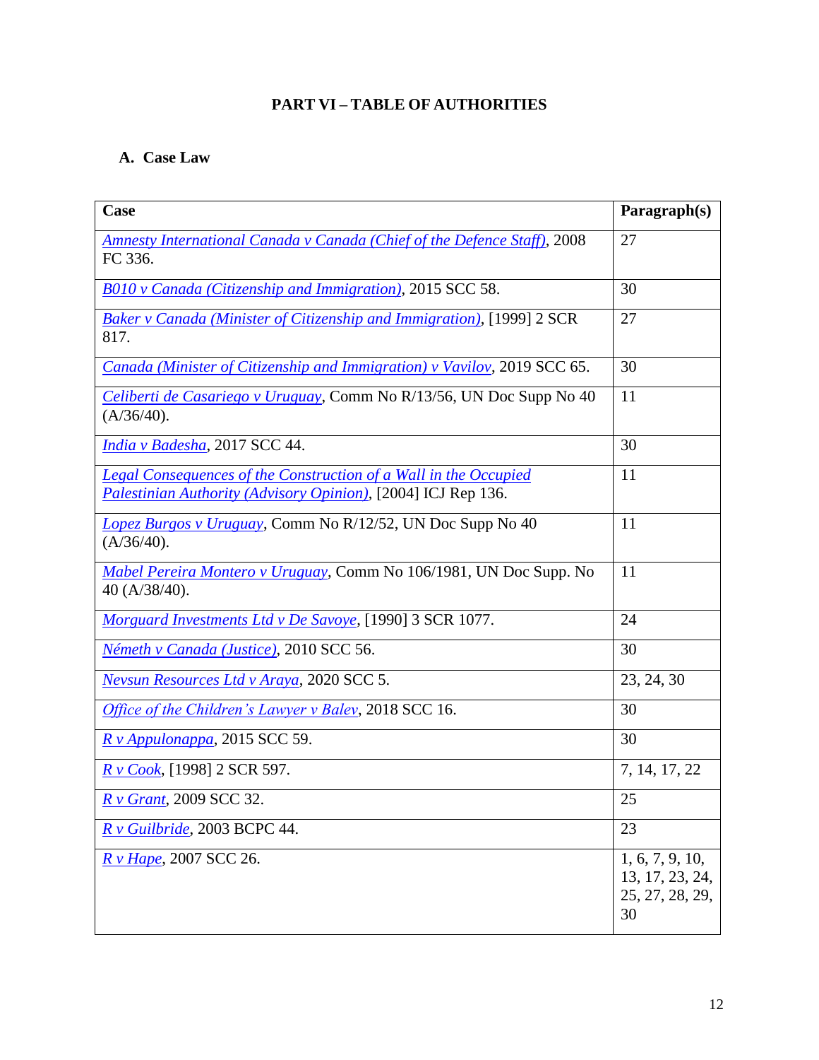# PART VI – TABLE OF AUTHORITIES

## A. Case Law

| Case | Paragraph(s) |
|---|---|
| *Amnesty International Canada v Canada (Chief of the Defence Staff)*, 2008 FC 336. | 27 |
| *B010 v Canada (Citizenship and Immigration)*, 2015 SCC 58. | 30 |
| *Baker v Canada (Minister of Citizenship and Immigration)*, [1999] 2 SCR 817. | 27 |
| *Canada (Minister of Citizenship and Immigration) v Vavilov*, 2019 SCC 65. | 30 |
| *Celiberti de Casariego v Uruguay*, Comm No R/13/56, UN Doc Supp No 40 (A/36/40). | 11 |
| *India v Badesha*, 2017 SCC 44. | 30 |
| *Legal Consequences of the Construction of a Wall in the Occupied Palestinian Authority (Advisory Opinion)*, [2004] ICJ Rep 136. | 11 |
| *Lopez Burgos v Uruguay*, Comm No R/12/52, UN Doc Supp No 40 (A/36/40). | 11 |
| *Mabel Pereira Montero v Uruguay*, Comm No 106/1981, UN Doc Supp. No 40 (A/38/40). | 11 |
| *Morguard Investments Ltd v De Savoye*, [1990] 3 SCR 1077. | 24 |
| *Németh v Canada (Justice)*, 2010 SCC 56. | 30 |
| *Nevsun Resources Ltd v Araya*, 2020 SCC 5. | 23, 24, 30 |
| *Office of the Children's Lawyer v Balev*, 2018 SCC 16. | 30 |
| *R v Appulonappa*, 2015 SCC 59. | 30 |
| *R v Cook*, [1998] 2 SCR 597. | 7, 14, 17, 22 |
| *R v Grant*, 2009 SCC 32. | 25 |
| *R v Guilbride*, 2003 BCPC 44. | 23 |
| *R v Hape*, 2007 SCC 26. | 1, 6, 7, 9, 10, 13, 17, 23, 24, 25, 27, 28, 29, 30 |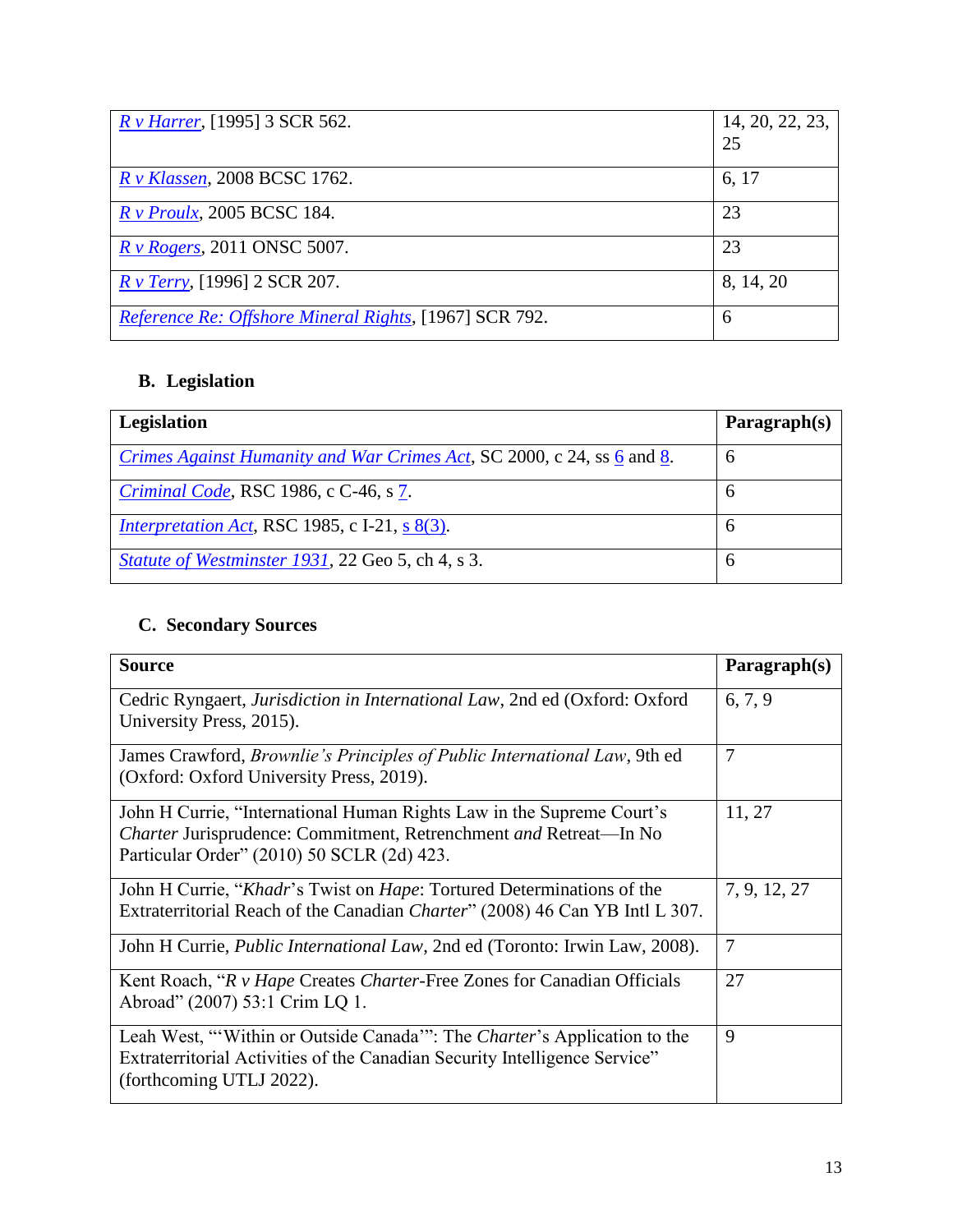| | |
|---|---|
| *R v Harrer*, [1995] 3 SCR 562. | 14, 20, 22, 23, 25 |
| *R v Klassen*, 2008 BCSC 1762. | 6, 17 |
| *R v Proulx*, 2005 BCSC 184. | 23 |
| *R v Rogers*, 2011 ONSC 5007. | 23 |
| *R v Terry*, [1996] 2 SCR 207. | 8, 14, 20 |
| *Reference Re: Offshore Mineral Rights*, [1967] SCR 792. | 6 |

## B. Legislation

| Legislation | Paragraph(s) |
|---|---|
| *Crimes Against Humanity and War Crimes Act*, SC 2000, c 24, ss 6 and 8. | 6 |
| *Criminal Code*, RSC 1986, c C-46, s 7. | 6 |
| *Interpretation Act*, RSC 1985, c I-21, s 8(3). | 6 |
| *Statute of Westminster 1931*, 22 Geo 5, ch 4, s 3. | 6 |

## C. Secondary Sources

| Source | Paragraph(s) |
|---|---|
| Cedric Ryngaert, *Jurisdiction in International Law*, 2nd ed (Oxford: Oxford University Press, 2015). | 6, 7, 9 |
| James Crawford, *Brownlie's Principles of Public International Law*, 9th ed (Oxford: Oxford University Press, 2019). | 7 |
| John H Currie, "International Human Rights Law in the Supreme Court's *Charter* Jurisprudence: Commitment, Retrenchment *and* Retreat—In No Particular Order" (2010) 50 SCLR (2d) 423. | 11, 27 |
| John H Currie, "*Khadr*'s Twist on *Hape*: Tortured Determinations of the Extraterritorial Reach of the Canadian *Charter*" (2008) 46 Can YB Intl L 307. | 7, 9, 12, 27 |
| John H Currie, *Public International Law*, 2nd ed (Toronto: Irwin Law, 2008). | 7 |
| Kent Roach, "*R v Hape* Creates *Charter*-Free Zones for Canadian Officials Abroad" (2007) 53:1 Crim LQ 1. | 27 |
| Leah West, "'Within or Outside Canada'": The *Charter*'s Application to the Extraterritorial Activities of the Canadian Security Intelligence Service" (forthcoming UTLJ 2022). | 9 |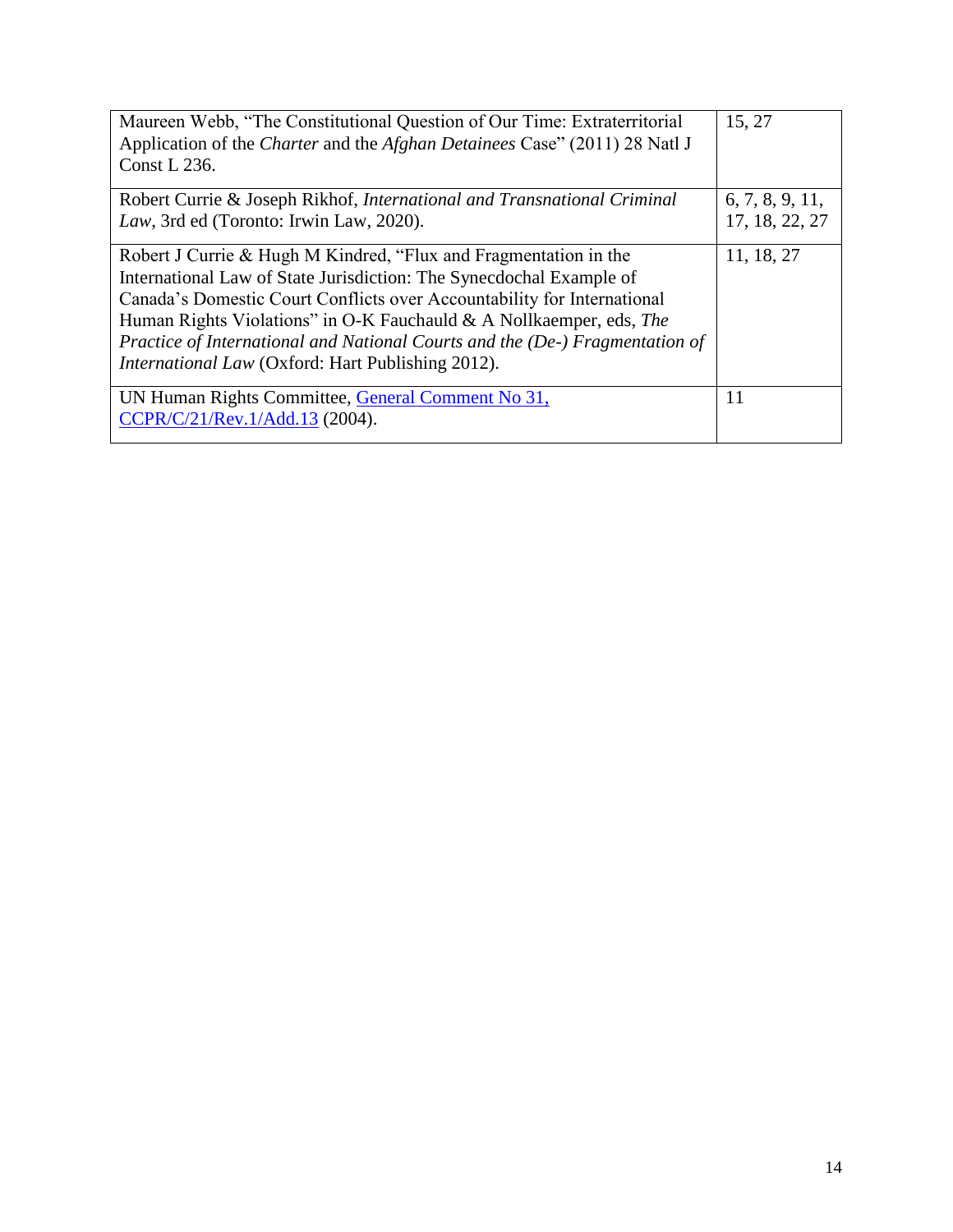| | |
|---|---|
| Maureen Webb, "The Constitutional Question of Our Time: Extraterritorial Application of the *Charter* and the *Afghan Detainees* Case" (2011) 28 Natl J Const L 236. | 15, 27 |
| Robert Currie & Joseph Rikhof, *International and Transnational Criminal Law*, 3rd ed (Toronto: Irwin Law, 2020). | 6, 7, 8, 9, 11, 17, 18, 22, 27 |
| Robert J Currie & Hugh M Kindred, "Flux and Fragmentation in the International Law of State Jurisdiction: The Synecdochal Example of Canada's Domestic Court Conflicts over Accountability for International Human Rights Violations" in O-K Fauchauld & A Nollkaemper, eds, *The Practice of International and National Courts and the (De-) Fragmentation of International Law* (Oxford: Hart Publishing 2012). | 11, 18, 27 |
| UN Human Rights Committee, General Comment No 31, CCPR/C/21/Rev.1/Add.13 (2004). | 11 |